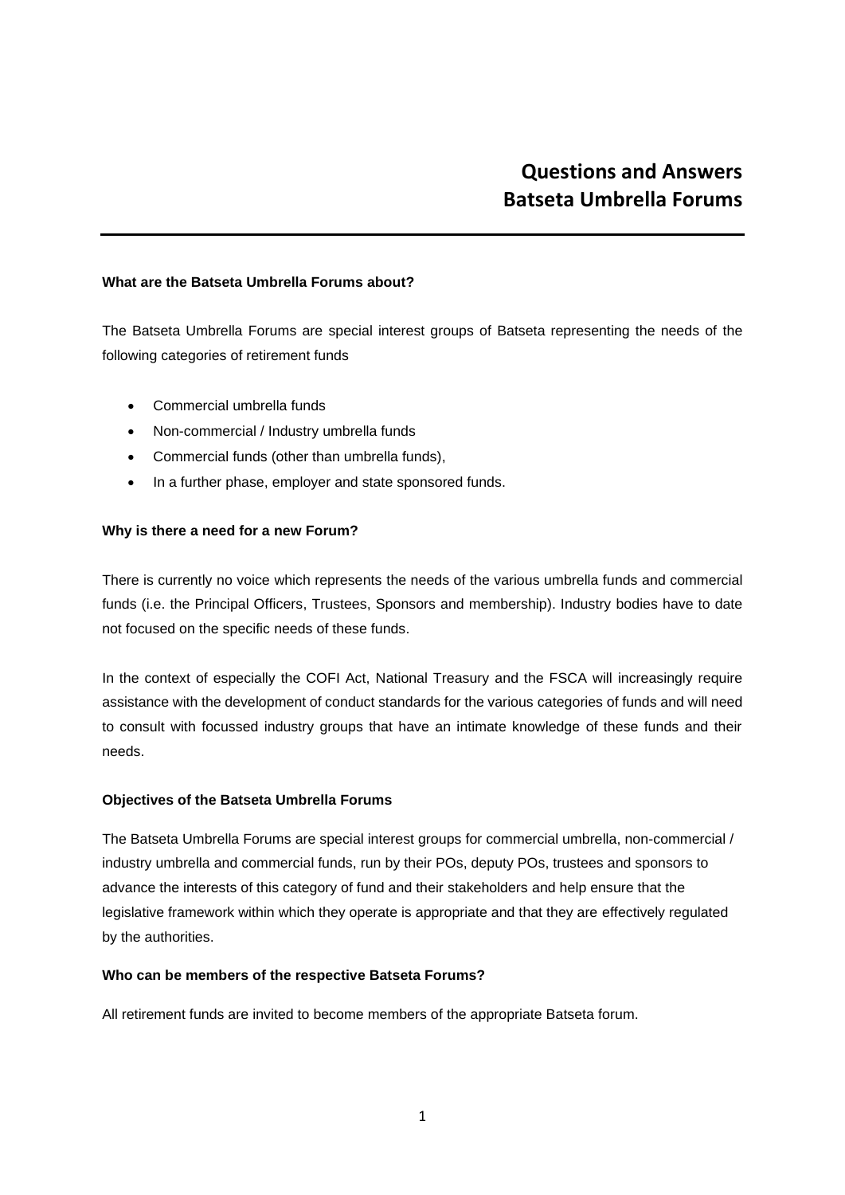# Questions and Answers
# Batseta Umbrella Forums

**What are the Batseta Umbrella Forums about?**

The Batseta Umbrella Forums are special interest groups of Batseta representing the needs of the following categories of retirement funds

- Commercial umbrella funds
- Non-commercial / Industry umbrella funds
- Commercial funds (other than umbrella funds),
- In a further phase, employer and state sponsored funds.

**Why is there a need for a new Forum?**

There is currently no voice which represents the needs of the various umbrella funds and commercial funds (i.e. the Principal Officers, Trustees, Sponsors and membership). Industry bodies have to date not focused on the specific needs of these funds.

In the context of especially the COFI Act, National Treasury and the FSCA will increasingly require assistance with the development of conduct standards for the various categories of funds and will need to consult with focussed industry groups that have an intimate knowledge of these funds and their needs.

**Objectives of the Batseta Umbrella Forums**

The Batseta Umbrella Forums are special interest groups for commercial umbrella, non-commercial / industry umbrella and commercial funds, run by their POs, deputy POs, trustees and sponsors to advance the interests of this category of fund and their stakeholders and help ensure that the legislative framework within which they operate is appropriate and that they are effectively regulated by the authorities.

**Who can be members of the respective Batseta Forums?**

All retirement funds are invited to become members of the appropriate Batseta forum.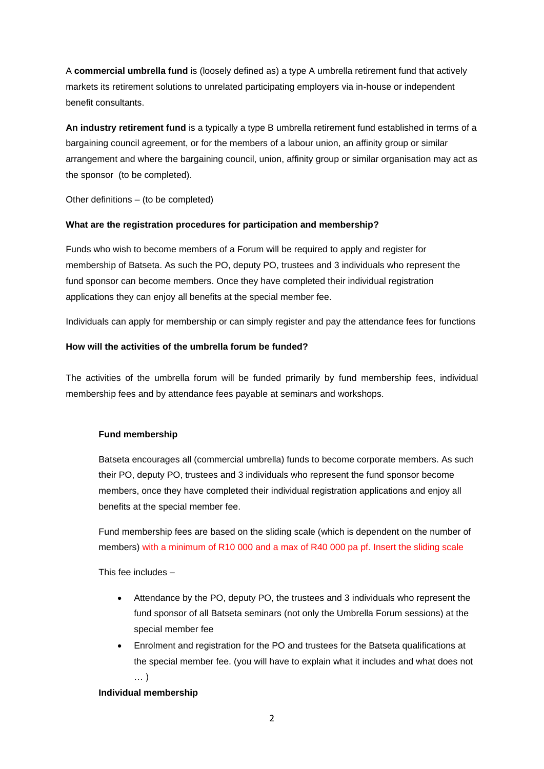A **commercial umbrella fund** is (loosely defined as) a type A umbrella retirement fund that actively markets its retirement solutions to unrelated participating employers via in-house or independent benefit consultants.

**An industry retirement fund** is a typically a type B umbrella retirement fund established in terms of a bargaining council agreement, or for the members of a labour union, an affinity group or similar arrangement and where the bargaining council, union, affinity group or similar organisation may act as the sponsor (to be completed).

Other definitions – (to be completed)

**What are the registration procedures for participation and membership?**

Funds who wish to become members of a Forum will be required to apply and register for membership of Batseta. As such the PO, deputy PO, trustees and 3 individuals who represent the fund sponsor can become members. Once they have completed their individual registration applications they can enjoy all benefits at the special member fee.

Individuals can apply for membership or can simply register and pay the attendance fees for functions

**How will the activities of the umbrella forum be funded?**

The activities of the umbrella forum will be funded primarily by fund membership fees, individual membership fees and by attendance fees payable at seminars and workshops.

**Fund membership**

Batseta encourages all (commercial umbrella) funds to become corporate members. As such their PO, deputy PO, trustees and 3 individuals who represent the fund sponsor become members, once they have completed their individual registration applications and enjoy all benefits at the special member fee.

Fund membership fees are based on the sliding scale (which is dependent on the number of members) with a minimum of R10 000 and a max of R40 000 pa pf. Insert the sliding scale

This fee includes –

- Attendance by the PO, deputy PO, the trustees and 3 individuals who represent the fund sponsor of all Batseta seminars (not only the Umbrella Forum sessions) at the special member fee
- Enrolment and registration for the PO and trustees for the Batseta qualifications at the special member fee. (you will have to explain what it includes and what does not … )

**Individual membership**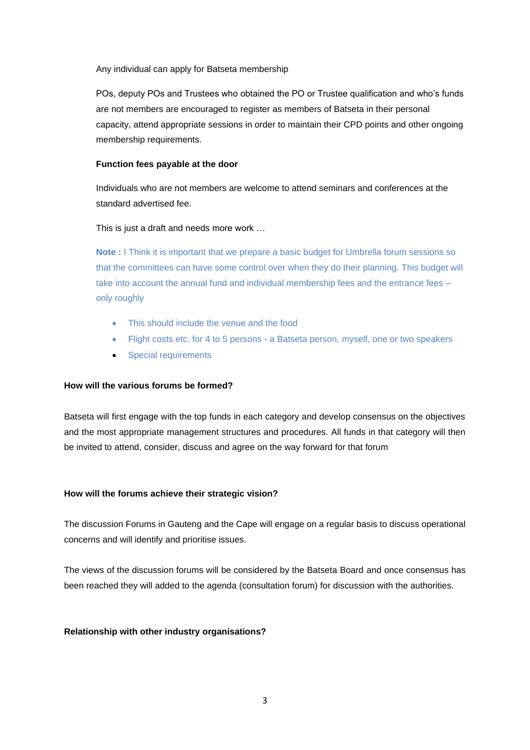Any individual can apply for Batseta membership

POs, deputy POs and Trustees who obtained the PO or Trustee qualification and who's funds are not members are encouraged to register as members of Batseta in their personal capacity, attend appropriate sessions in order to maintain their CPD points and other ongoing membership requirements.

**Function fees payable at the door**

Individuals who are not members are welcome to attend seminars and conferences at the standard advertised fee.

This is just a draft and needs more work …

**Note :** I Think it is important that we prepare a basic budget for Umbrella forum sessions so that the committees can have some control over when they do their planning. This budget will take into account the annual fund and individual membership fees and the entrance fees – only roughly

- This should include the venue and the food
- Flight costs etc. for 4 to 5 persons - a Batseta person, myself, one or two speakers
- Special requirements

**How will the various forums be formed?**

Batseta will first engage with the top funds in each category and develop consensus on the objectives and the most appropriate management structures and procedures. All funds in that category will then be invited to attend, consider, discuss and agree on the way forward for that forum

**How will the forums achieve their strategic vision?**

The discussion Forums in Gauteng and the Cape will engage on a regular basis to discuss operational concerns and will identify and prioritise issues.

The views of the discussion forums will be considered by the Batseta Board and once consensus has been reached they will added to the agenda (consultation forum) for discussion with the authorities.

**Relationship with other industry organisations?**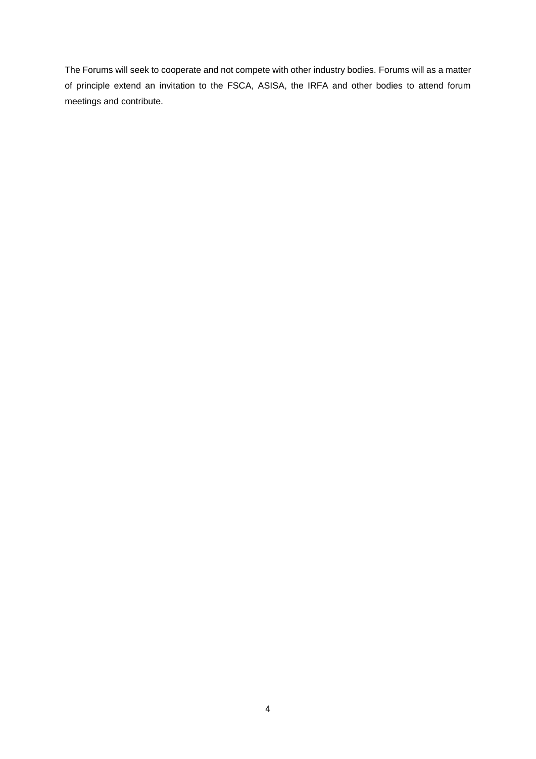The Forums will seek to cooperate and not compete with other industry bodies. Forums will as a matter of principle extend an invitation to the FSCA, ASISA, the IRFA and other bodies to attend forum meetings and contribute.